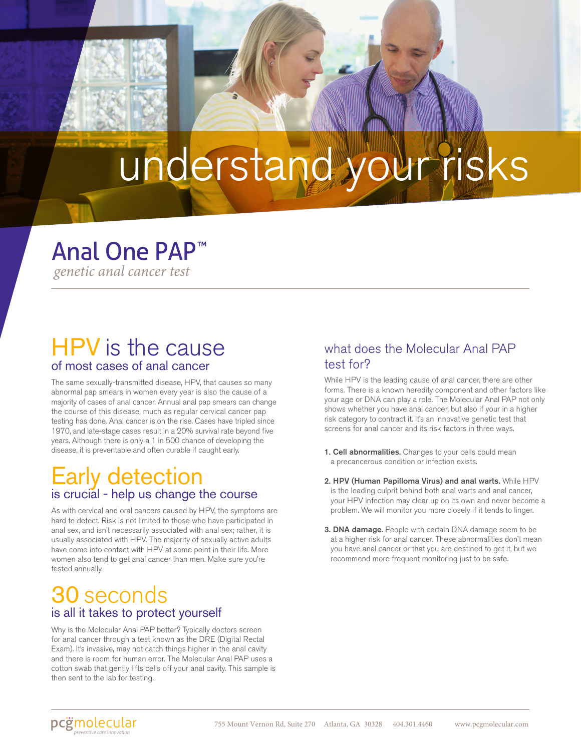# understand your risks

## Anal One PAP™

*genetic anal cancer test*

## HPV is the cause

### of most cases of anal cancer

The same sexually-transmitted disease, HPV, that causes so many abnormal pap smears in women every year is also the cause of a majority of cases of anal cancer. Annual anal pap smears can change the course of this disease, much as regular cervical cancer pap testing has done. Anal cancer is on the rise. Cases have tripled since 1970, and late-stage cases result in a 20% survival rate beyond five years. Although there is only a 1 in 500 chance of developing the disease, it is preventable and often curable if caught early.

## Early detection

### is crucial - help us change the course

As with cervical and oral cancers caused by HPV, the symptoms are hard to detect. Risk is not limited to those who have participated in anal sex, and isn't necessarily associated with anal sex; rather, it is usually associated with HPV. The majority of sexually active adults have come into contact with HPV at some point in their life. More women also tend to get anal cancer than men. Make sure you're tested annually.

## 30 seconds

### is all it takes to protect yourself

Why is the Molecular Anal PAP better? Typically doctors screen for anal cancer through a test known as the DRE (Digital Rectal Exam). It's invasive, may not catch things higher in the anal cavity and there is room for human error. The Molecular Anal PAP uses a cotton swab that gently lifts cells off your anal cavity. This sample is then sent to the lab for testing.

### what does the Molecular Anal PAP test for?

While HPV is the leading cause of anal cancer, there are other forms. There is a known heredity component and other factors like your age or DNA can play a role. The Molecular Anal PAP not only shows whether you have anal cancer, but also if your in a higher risk category to contract it. It's an innovative genetic test that screens for anal cancer and its risk factors in three ways.

1. **Cell abnormalities.** Changes to your cells could mean a precancerous condition or infection exists.
2. **HPV (Human Papilloma Virus) and anal warts.** While HPV is the leading culprit behind both anal warts and anal cancer, your HPV infection may clear up on its own and never become a problem. We will monitor you more closely if it tends to linger.
3. **DNA damage.** People with certain DNA damage seem to be at a higher risk for anal cancer. These abnormalities don't mean you have anal cancer or that you are destined to get it, but we recommend more frequent monitoring just to be safe.

pcgmolecular
*preventive care innovation*

755 Mount Vernon Rd, Suite 270 Atlanta, GA 30328 404.301.4460 www.pcgmolecular.com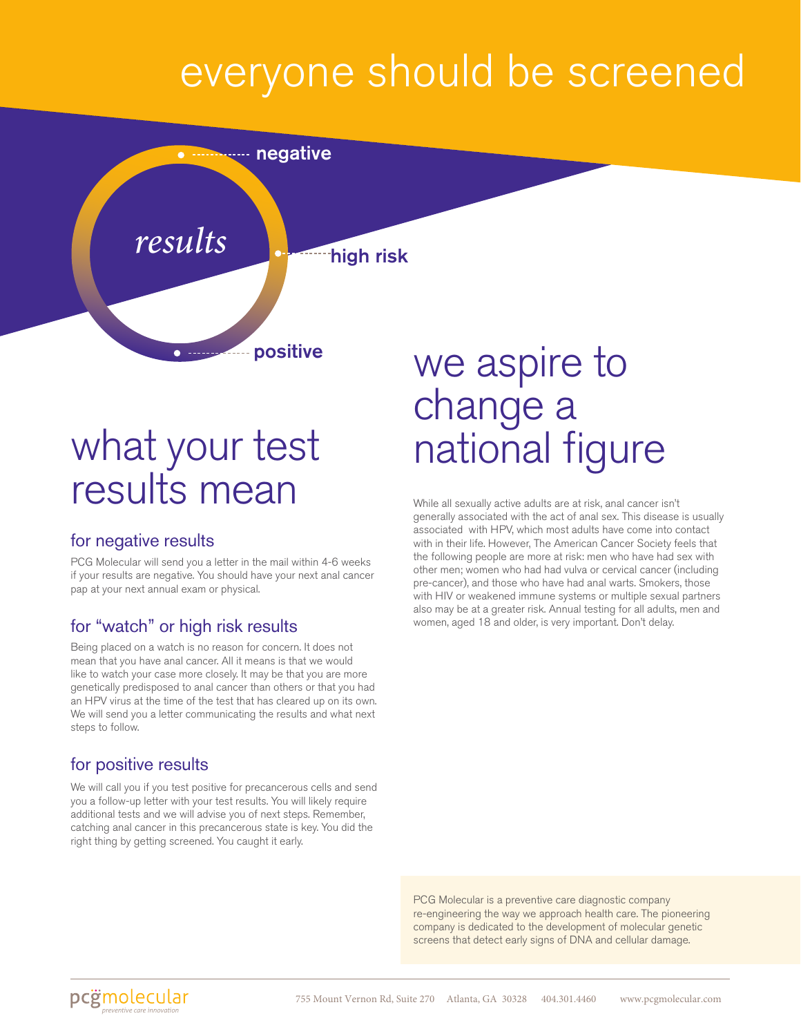# everyone should be screened

negative

*results*

high risk

positive

## what your test results mean

### for negative results

PCG Molecular will send you a letter in the mail within 4-6 weeks if your results are negative. You should have your next anal cancer pap at your next annual exam or physical.

### for “watch” or high risk results

Being placed on a watch is no reason for concern. It does not mean that you have anal cancer. All it means is that we would like to watch your case more closely. It may be that you are more genetically predisposed to anal cancer than others or that you had an HPV virus at the time of the test that has cleared up on its own. We will send you a letter communicating the results and what next steps to follow.

### for positive results

We will call you if you test positive for precancerous cells and send you a follow-up letter with your test results. You will likely require additional tests and we will advise you of next steps. Remember, catching anal cancer in this precancerous state is key. You did the right thing by getting screened. You caught it early.

## we aspire to change a national figure

While all sexually active adults are at risk, anal cancer isn’t generally associated with the act of anal sex. This disease is usually associated with HPV, which most adults have come into contact with in their life. However, The American Cancer Society feels that the following people are more at risk: men who have had sex with other men; women who had had vulva or cervical cancer (including pre-cancer), and those who have had anal warts. Smokers, those with HIV or weakened immune systems or multiple sexual partners also may be at a greater risk. Annual testing for all adults, men and women, aged 18 and older, is very important. Don’t delay.

PCG Molecular is a preventive care diagnostic company re-engineering the way we approach health care. The pioneering company is dedicated to the development of molecular genetic screens that detect early signs of DNA and cellular damage.

pcgmolecular *preventive care innovation*

755 Mount Vernon Rd, Suite 270 Atlanta, GA 30328 404.301.4460 www.pcgmolecular.com